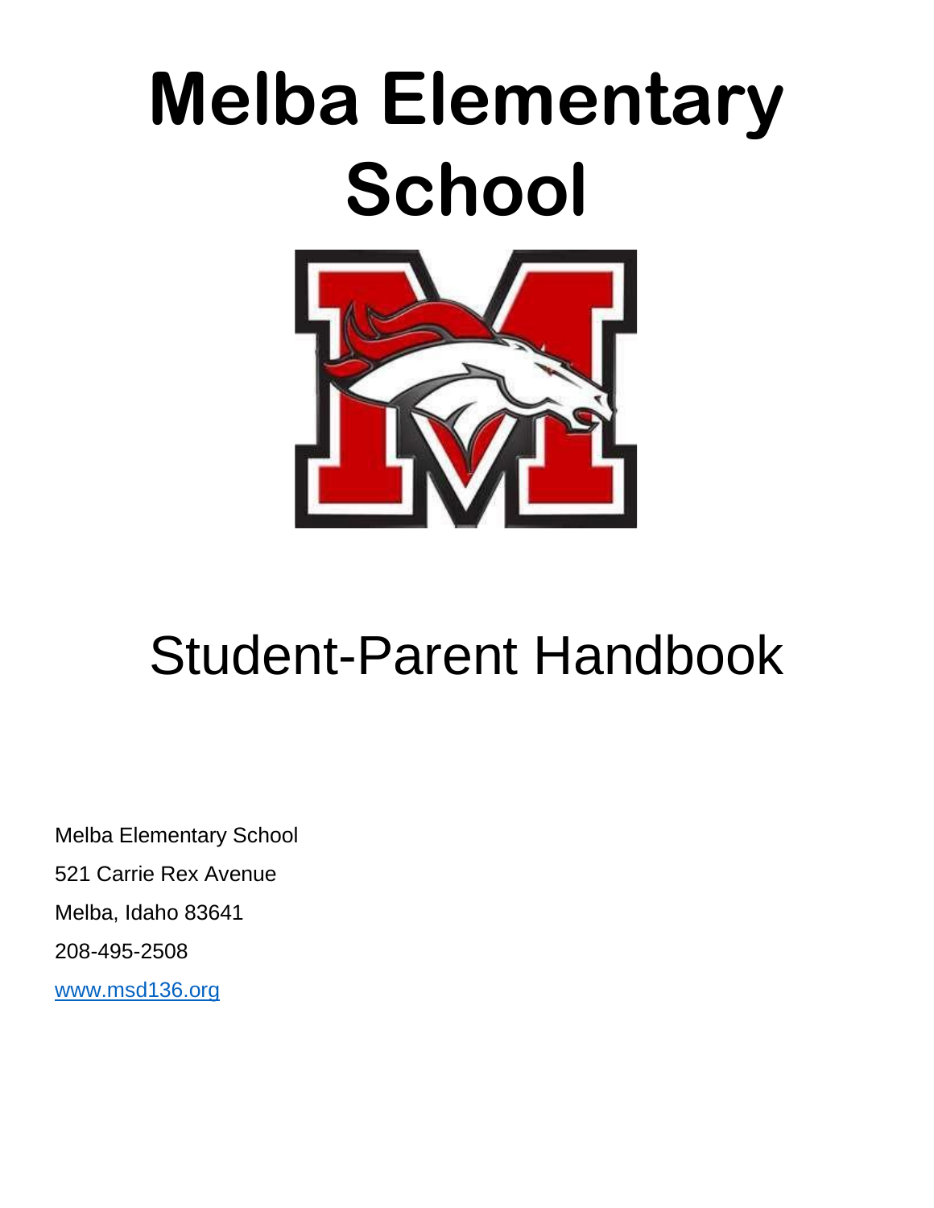# Melba Elementary School

## Student-Parent Handbook

Melba Elementary School

521 Carrie Rex Avenue

Melba, Idaho 83641

208-495-2508

www.msd136.org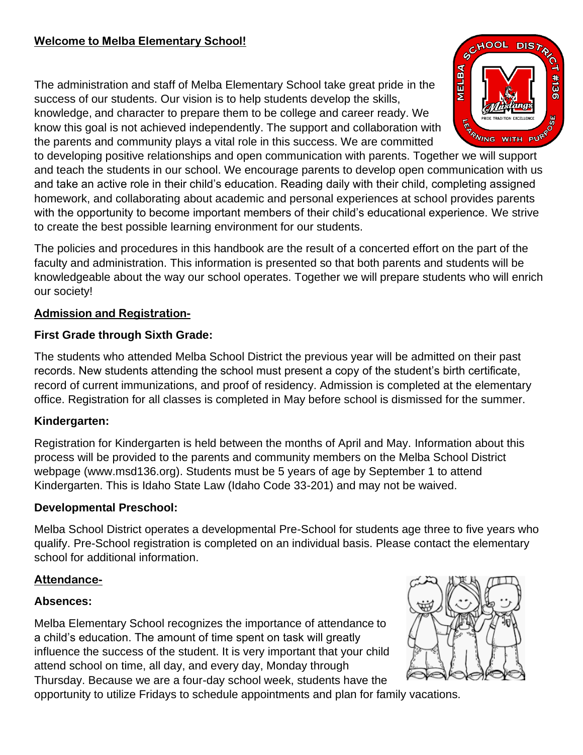## **Welcome to Melba Elementary School!**

The administration and staff of Melba Elementary School take great pride in the success of our students. Our vision is to help students develop the skills, knowledge, and character to prepare them to be college and career ready. We know this goal is not achieved independently. The support and collaboration with the parents and community plays a vital role in this success. We are committed to developing positive relationships and open communication with parents. Together we will support and teach the students in our school. We encourage parents to develop open communication with us and take an active role in their child's education. Reading daily with their child, completing assigned homework, and collaborating about academic and personal experiences at school provides parents with the opportunity to become important members of their child's educational experience. We strive to create the best possible learning environment for our students.

The policies and procedures in this handbook are the result of a concerted effort on the part of the faculty and administration. This information is presented so that both parents and students will be knowledgeable about the way our school operates. Together we will prepare students who will enrich our society!

## **Admission and Registration-**

### First Grade through Sixth Grade:

The students who attended Melba School District the previous year will be admitted on their past records. New students attending the school must present a copy of the student's birth certificate, record of current immunizations, and proof of residency. Admission is completed at the elementary office. Registration for all classes is completed in May before school is dismissed for the summer.

### Kindergarten:

Registration for Kindergarten is held between the months of April and May. Information about this process will be provided to the parents and community members on the Melba School District webpage (www.msd136.org). Students must be 5 years of age by September 1 to attend Kindergarten. This is Idaho State Law (Idaho Code 33-201) and may not be waived.

### Developmental Preschool:

Melba School District operates a developmental Pre-School for students age three to five years who qualify. Pre-School registration is completed on an individual basis. Please contact the elementary school for additional information.

## **Attendance-**

### Absences:

Melba Elementary School recognizes the importance of attendance to a child's education. The amount of time spent on task will greatly influence the success of the student. It is very important that your child attend school on time, all day, and every day, Monday through Thursday. Because we are a four-day school week, students have the opportunity to utilize Fridays to schedule appointments and plan for family vacations.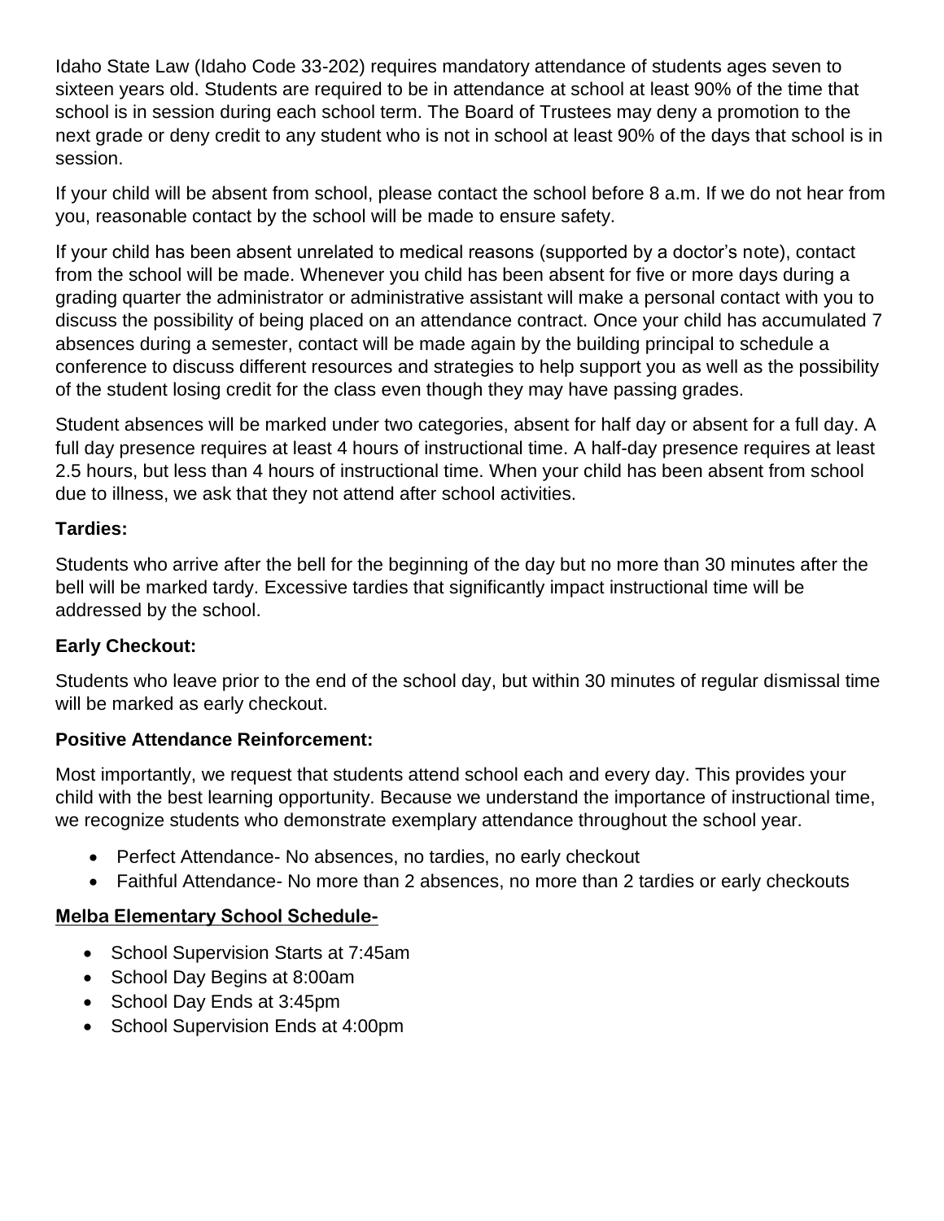Idaho State Law (Idaho Code 33-202) requires mandatory attendance of students ages seven to sixteen years old. Students are required to be in attendance at school at least 90% of the time that school is in session during each school term. The Board of Trustees may deny a promotion to the next grade or deny credit to any student who is not in school at least 90% of the days that school is in session.

If your child will be absent from school, please contact the school before 8 a.m. If we do not hear from you, reasonable contact by the school will be made to ensure safety.

If your child has been absent unrelated to medical reasons (supported by a doctor's note), contact from the school will be made. Whenever you child has been absent for five or more days during a grading quarter the administrator or administrative assistant will make a personal contact with you to discuss the possibility of being placed on an attendance contract. Once your child has accumulated 7 absences during a semester, contact will be made again by the building principal to schedule a conference to discuss different resources and strategies to help support you as well as the possibility of the student losing credit for the class even though they may have passing grades.

Student absences will be marked under two categories, absent for half day or absent for a full day. A full day presence requires at least 4 hours of instructional time. A half-day presence requires at least 2.5 hours, but less than 4 hours of instructional time. When your child has been absent from school due to illness, we ask that they not attend after school activities.

**Tardies:**

Students who arrive after the bell for the beginning of the day but no more than 30 minutes after the bell will be marked tardy. Excessive tardies that significantly impact instructional time will be addressed by the school.

**Early Checkout:**

Students who leave prior to the end of the school day, but within 30 minutes of regular dismissal time will be marked as early checkout.

**Positive Attendance Reinforcement:**

Most importantly, we request that students attend school each and every day. This provides your child with the best learning opportunity. Because we understand the importance of instructional time, we recognize students who demonstrate exemplary attendance throughout the school year.

- Perfect Attendance- No absences, no tardies, no early checkout
- Faithful Attendance- No more than 2 absences, no more than 2 tardies or early checkouts

**Melba Elementary School Schedule-**

- School Supervision Starts at 7:45am
- School Day Begins at 8:00am
- School Day Ends at 3:45pm
- School Supervision Ends at 4:00pm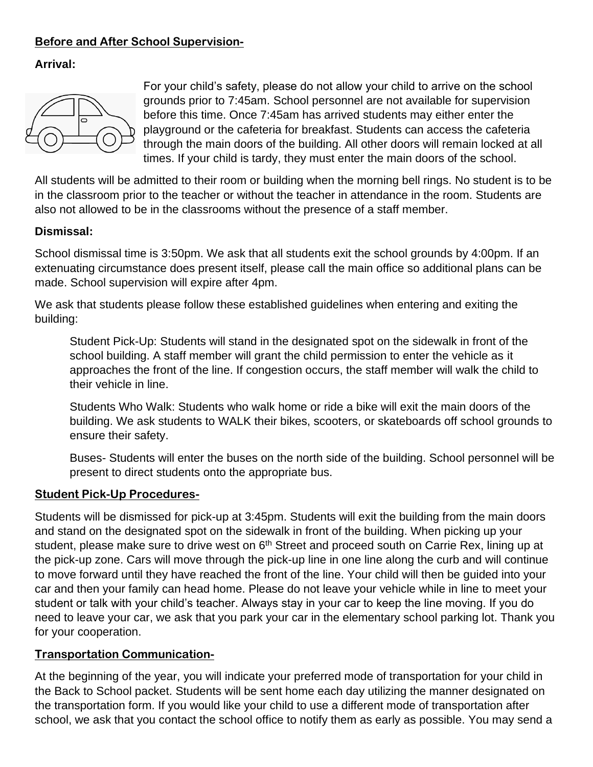**Before and After School Supervision-**

**Arrival:**

For your child's safety, please do not allow your child to arrive on the school grounds prior to 7:45am. School personnel are not available for supervision before this time. Once 7:45am has arrived students may either enter the playground or the cafeteria for breakfast. Students can access the cafeteria through the main doors of the building. All other doors will remain locked at all times. If your child is tardy, they must enter the main doors of the school.

All students will be admitted to their room or building when the morning bell rings. No student is to be in the classroom prior to the teacher or without the teacher in attendance in the room. Students are also not allowed to be in the classrooms without the presence of a staff member.

**Dismissal:**

School dismissal time is 3:50pm. We ask that all students exit the school grounds by 4:00pm. If an extenuating circumstance does present itself, please call the main office so additional plans can be made. School supervision will expire after 4pm.

We ask that students please follow these established guidelines when entering and exiting the building:

Student Pick-Up: Students will stand in the designated spot on the sidewalk in front of the school building. A staff member will grant the child permission to enter the vehicle as it approaches the front of the line. If congestion occurs, the staff member will walk the child to their vehicle in line.

Students Who Walk: Students who walk home or ride a bike will exit the main doors of the building. We ask students to WALK their bikes, scooters, or skateboards off school grounds to ensure their safety.

Buses- Students will enter the buses on the north side of the building. School personnel will be present to direct students onto the appropriate bus.

**Student Pick-Up Procedures-**

Students will be dismissed for pick-up at 3:45pm. Students will exit the building from the main doors and stand on the designated spot on the sidewalk in front of the building. When picking up your student, please make sure to drive west on 6th Street and proceed south on Carrie Rex, lining up at the pick-up zone. Cars will move through the pick-up line in one line along the curb and will continue to move forward until they have reached the front of the line. Your child will then be guided into your car and then your family can head home. Please do not leave your vehicle while in line to meet your student or talk with your child's teacher. Always stay in your car to keep the line moving. If you do need to leave your car, we ask that you park your car in the elementary school parking lot. Thank you for your cooperation.

**Transportation Communication-**

At the beginning of the year, you will indicate your preferred mode of transportation for your child in the Back to School packet. Students will be sent home each day utilizing the manner designated on the transportation form. If you would like your child to use a different mode of transportation after school, we ask that you contact the school office to notify them as early as possible. You may send a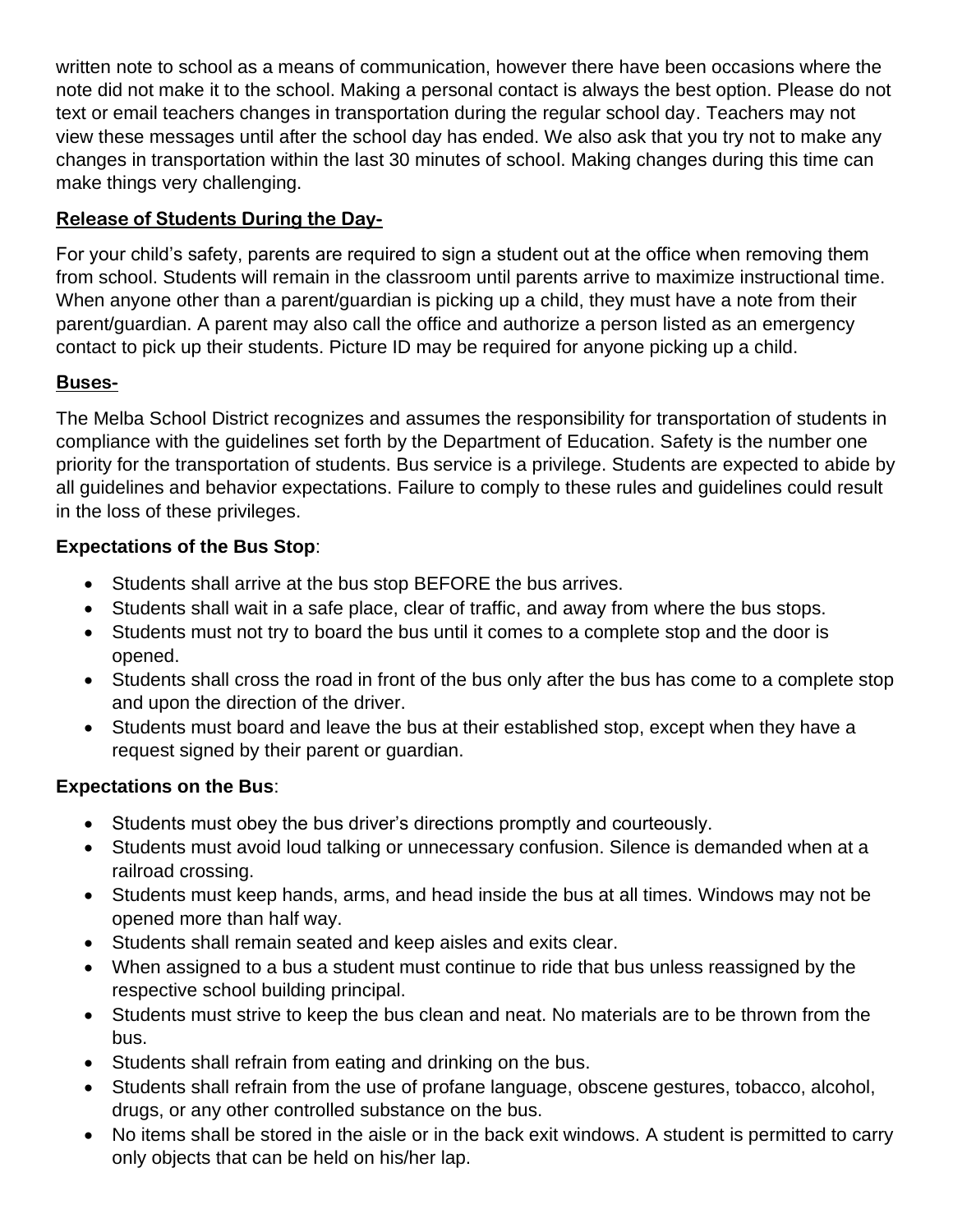written note to school as a means of communication, however there have been occasions where the note did not make it to the school. Making a personal contact is always the best option. Please do not text or email teachers changes in transportation during the regular school day. Teachers may not view these messages until after the school day has ended. We also ask that you try not to make any changes in transportation within the last 30 minutes of school. Making changes during this time can make things very challenging.

**Release of Students During the Day-**

For your child's safety, parents are required to sign a student out at the office when removing them from school. Students will remain in the classroom until parents arrive to maximize instructional time. When anyone other than a parent/guardian is picking up a child, they must have a note from their parent/guardian. A parent may also call the office and authorize a person listed as an emergency contact to pick up their students. Picture ID may be required for anyone picking up a child.

**Buses-**

The Melba School District recognizes and assumes the responsibility for transportation of students in compliance with the guidelines set forth by the Department of Education. Safety is the number one priority for the transportation of students. Bus service is a privilege. Students are expected to abide by all guidelines and behavior expectations. Failure to comply to these rules and guidelines could result in the loss of these privileges.

**Expectations of the Bus Stop**:

- Students shall arrive at the bus stop BEFORE the bus arrives.
- Students shall wait in a safe place, clear of traffic, and away from where the bus stops.
- Students must not try to board the bus until it comes to a complete stop and the door is opened.
- Students shall cross the road in front of the bus only after the bus has come to a complete stop and upon the direction of the driver.
- Students must board and leave the bus at their established stop, except when they have a request signed by their parent or guardian.

**Expectations on the Bus**:

- Students must obey the bus driver's directions promptly and courteously.
- Students must avoid loud talking or unnecessary confusion. Silence is demanded when at a railroad crossing.
- Students must keep hands, arms, and head inside the bus at all times. Windows may not be opened more than half way.
- Students shall remain seated and keep aisles and exits clear.
- When assigned to a bus a student must continue to ride that bus unless reassigned by the respective school building principal.
- Students must strive to keep the bus clean and neat. No materials are to be thrown from the bus.
- Students shall refrain from eating and drinking on the bus.
- Students shall refrain from the use of profane language, obscene gestures, tobacco, alcohol, drugs, or any other controlled substance on the bus.
- No items shall be stored in the aisle or in the back exit windows. A student is permitted to carry only objects that can be held on his/her lap.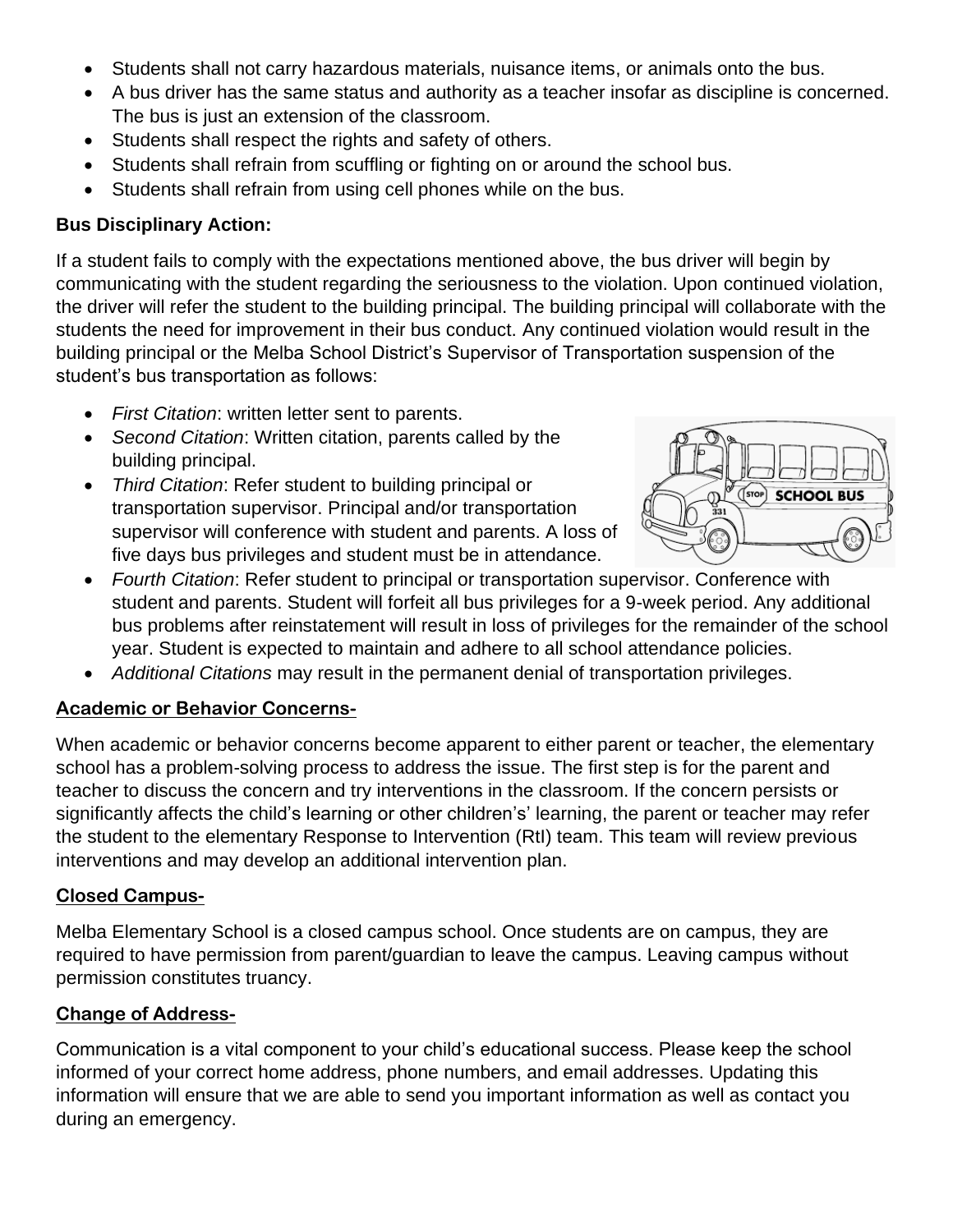- Students shall not carry hazardous materials, nuisance items, or animals onto the bus.
- A bus driver has the same status and authority as a teacher insofar as discipline is concerned. The bus is just an extension of the classroom.
- Students shall respect the rights and safety of others.
- Students shall refrain from scuffling or fighting on or around the school bus.
- Students shall refrain from using cell phones while on the bus.

**Bus Disciplinary Action:**

If a student fails to comply with the expectations mentioned above, the bus driver will begin by communicating with the student regarding the seriousness to the violation. Upon continued violation, the driver will refer the student to the building principal. The building principal will collaborate with the students the need for improvement in their bus conduct. Any continued violation would result in the building principal or the Melba School District's Supervisor of Transportation suspension of the student's bus transportation as follows:

- *First Citation*: written letter sent to parents.
- *Second Citation*: Written citation, parents called by the building principal.
- *Third Citation*: Refer student to building principal or transportation supervisor. Principal and/or transportation supervisor will conference with student and parents. A loss of five days bus privileges and student must be in attendance.
- *Fourth Citation*: Refer student to principal or transportation supervisor. Conference with student and parents. Student will forfeit all bus privileges for a 9-week period. Any additional bus problems after reinstatement will result in loss of privileges for the remainder of the school year. Student is expected to maintain and adhere to all school attendance policies.
- *Additional Citations* may result in the permanent denial of transportation privileges.

## Academic or Behavior Concerns-

When academic or behavior concerns become apparent to either parent or teacher, the elementary school has a problem-solving process to address the issue. The first step is for the parent and teacher to discuss the concern and try interventions in the classroom. If the concern persists or significantly affects the child's learning or other children's' learning, the parent or teacher may refer the student to the elementary Response to Intervention (RtI) team. This team will review previous interventions and may develop an additional intervention plan.

## Closed Campus-

Melba Elementary School is a closed campus school. Once students are on campus, they are required to have permission from parent/guardian to leave the campus. Leaving campus without permission constitutes truancy.

## Change of Address-

Communication is a vital component to your child's educational success. Please keep the school informed of your correct home address, phone numbers, and email addresses. Updating this information will ensure that we are able to send you important information as well as contact you during an emergency.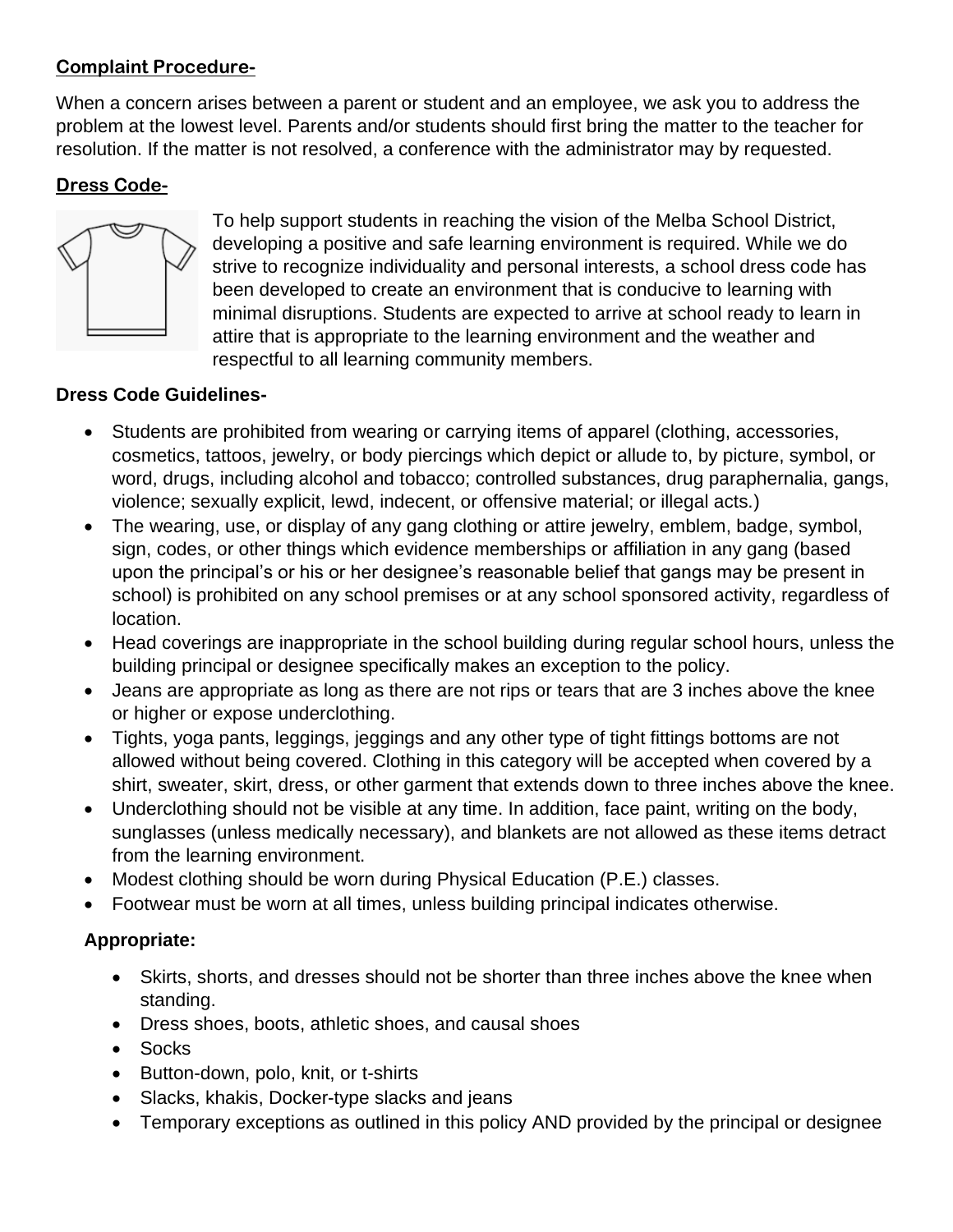**Complaint Procedure-**

When a concern arises between a parent or student and an employee, we ask you to address the problem at the lowest level. Parents and/or students should first bring the matter to the teacher for resolution. If the matter is not resolved, a conference with the administrator may by requested.

**Dress Code-**

To help support students in reaching the vision of the Melba School District, developing a positive and safe learning environment is required. While we do strive to recognize individuality and personal interests, a school dress code has been developed to create an environment that is conducive to learning with minimal disruptions. Students are expected to arrive at school ready to learn in attire that is appropriate to the learning environment and the weather and respectful to all learning community members.

**Dress Code Guidelines-**

- Students are prohibited from wearing or carrying items of apparel (clothing, accessories, cosmetics, tattoos, jewelry, or body piercings which depict or allude to, by picture, symbol, or word, drugs, including alcohol and tobacco; controlled substances, drug paraphernalia, gangs, violence; sexually explicit, lewd, indecent, or offensive material; or illegal acts.)
- The wearing, use, or display of any gang clothing or attire jewelry, emblem, badge, symbol, sign, codes, or other things which evidence memberships or affiliation in any gang (based upon the principal's or his or her designee's reasonable belief that gangs may be present in school) is prohibited on any school premises or at any school sponsored activity, regardless of location.
- Head coverings are inappropriate in the school building during regular school hours, unless the building principal or designee specifically makes an exception to the policy.
- Jeans are appropriate as long as there are not rips or tears that are 3 inches above the knee or higher or expose underclothing.
- Tights, yoga pants, leggings, jeggings and any other type of tight fittings bottoms are not allowed without being covered. Clothing in this category will be accepted when covered by a shirt, sweater, skirt, dress, or other garment that extends down to three inches above the knee.
- Underclothing should not be visible at any time. In addition, face paint, writing on the body, sunglasses (unless medically necessary), and blankets are not allowed as these items detract from the learning environment.
- Modest clothing should be worn during Physical Education (P.E.) classes.
- Footwear must be worn at all times, unless building principal indicates otherwise.

**Appropriate:**

- Skirts, shorts, and dresses should not be shorter than three inches above the knee when standing.
- Dress shoes, boots, athletic shoes, and causal shoes
- Socks
- Button-down, polo, knit, or t-shirts
- Slacks, khakis, Docker-type slacks and jeans
- Temporary exceptions as outlined in this policy AND provided by the principal or designee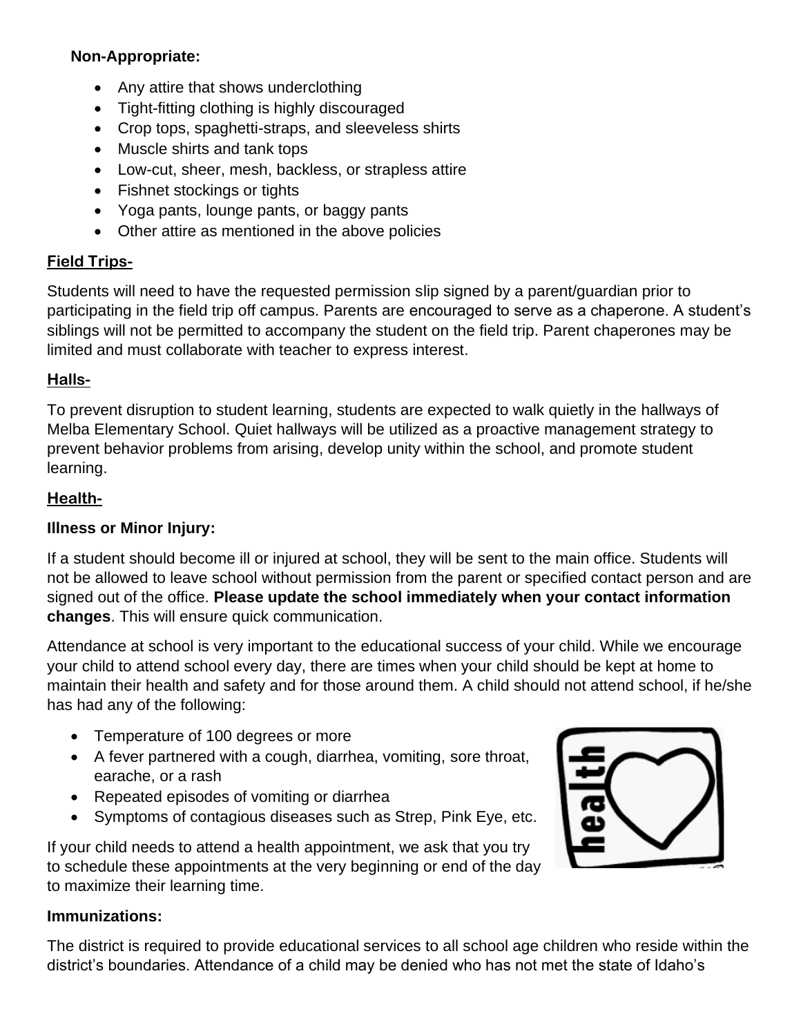**Non-Appropriate:**

- Any attire that shows underclothing
- Tight-fitting clothing is highly discouraged
- Crop tops, spaghetti-straps, and sleeveless shirts
- Muscle shirts and tank tops
- Low-cut, sheer, mesh, backless, or strapless attire
- Fishnet stockings or tights
- Yoga pants, lounge pants, or baggy pants
- Other attire as mentioned in the above policies

## Field Trips-

Students will need to have the requested permission slip signed by a parent/guardian prior to participating in the field trip off campus. Parents are encouraged to serve as a chaperone. A student's siblings will not be permitted to accompany the student on the field trip. Parent chaperones may be limited and must collaborate with teacher to express interest.

## Halls-

To prevent disruption to student learning, students are expected to walk quietly in the hallways of Melba Elementary School. Quiet hallways will be utilized as a proactive management strategy to prevent behavior problems from arising, develop unity within the school, and promote student learning.

## Health-

### Illness or Minor Injury:

If a student should become ill or injured at school, they will be sent to the main office. Students will not be allowed to leave school without permission from the parent or specified contact person and are signed out of the office. **Please update the school immediately when your contact information changes**. This will ensure quick communication.

Attendance at school is very important to the educational success of your child. While we encourage your child to attend school every day, there are times when your child should be kept at home to maintain their health and safety and for those around them. A child should not attend school, if he/she has had any of the following:

- Temperature of 100 degrees or more
- A fever partnered with a cough, diarrhea, vomiting, sore throat, earache, or a rash
- Repeated episodes of vomiting or diarrhea
- Symptoms of contagious diseases such as Strep, Pink Eye, etc.

If your child needs to attend a health appointment, we ask that you try to schedule these appointments at the very beginning or end of the day to maximize their learning time.

### Immunizations:

The district is required to provide educational services to all school age children who reside within the district's boundaries. Attendance of a child may be denied who has not met the state of Idaho's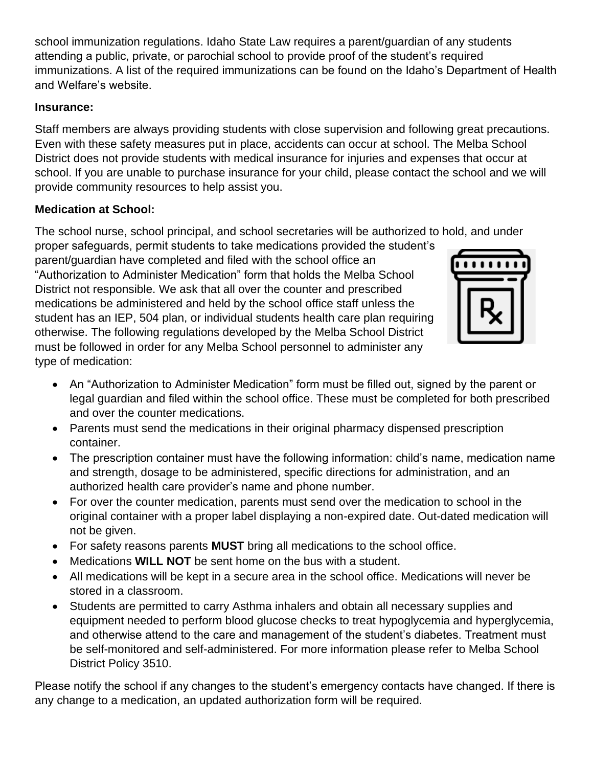school immunization regulations. Idaho State Law requires a parent/guardian of any students attending a public, private, or parochial school to provide proof of the student's required immunizations. A list of the required immunizations can be found on the Idaho's Department of Health and Welfare's website.

**Insurance:**

Staff members are always providing students with close supervision and following great precautions. Even with these safety measures put in place, accidents can occur at school. The Melba School District does not provide students with medical insurance for injuries and expenses that occur at school. If you are unable to purchase insurance for your child, please contact the school and we will provide community resources to help assist you.

**Medication at School:**

The school nurse, school principal, and school secretaries will be authorized to hold, and under proper safeguards, permit students to take medications provided the student's parent/guardian have completed and filed with the school office an "Authorization to Administer Medication" form that holds the Melba School District not responsible. We ask that all over the counter and prescribed medications be administered and held by the school office staff unless the student has an IEP, 504 plan, or individual students health care plan requiring otherwise. The following regulations developed by the Melba School District must be followed in order for any Melba School personnel to administer any type of medication:

- An "Authorization to Administer Medication" form must be filled out, signed by the parent or legal guardian and filed within the school office. These must be completed for both prescribed and over the counter medications.
- Parents must send the medications in their original pharmacy dispensed prescription container.
- The prescription container must have the following information: child's name, medication name and strength, dosage to be administered, specific directions for administration, and an authorized health care provider's name and phone number.
- For over the counter medication, parents must send over the medication to school in the original container with a proper label displaying a non-expired date. Out-dated medication will not be given.
- For safety reasons parents **MUST** bring all medications to the school office.
- Medications **WILL NOT** be sent home on the bus with a student.
- All medications will be kept in a secure area in the school office. Medications will never be stored in a classroom.
- Students are permitted to carry Asthma inhalers and obtain all necessary supplies and equipment needed to perform blood glucose checks to treat hypoglycemia and hyperglycemia, and otherwise attend to the care and management of the student's diabetes. Treatment must be self-monitored and self-administered. For more information please refer to Melba School District Policy 3510.

Please notify the school if any changes to the student's emergency contacts have changed. If there is any change to a medication, an updated authorization form will be required.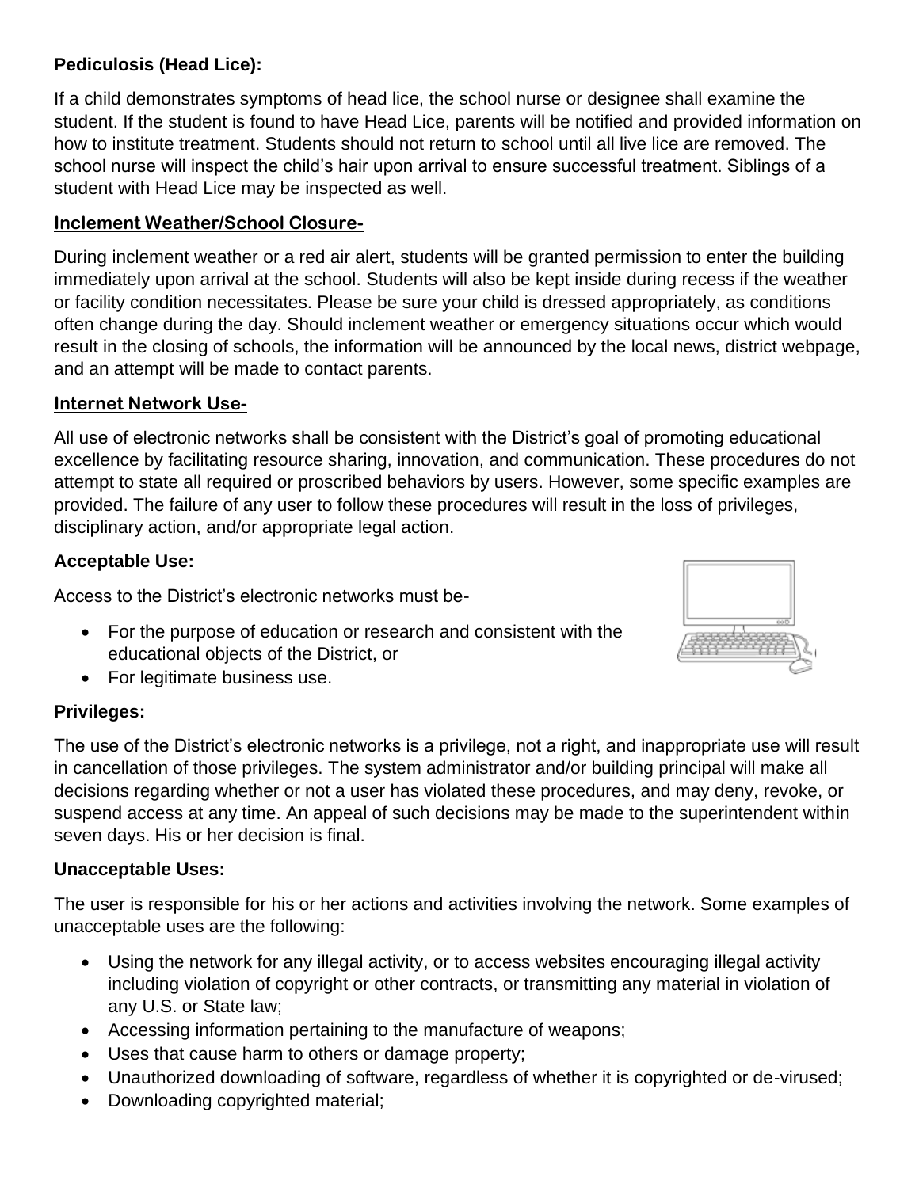**Pediculosis (Head Lice):**

If a child demonstrates symptoms of head lice, the school nurse or designee shall examine the student. If the student is found to have Head Lice, parents will be notified and provided information on how to institute treatment. Students should not return to school until all live lice are removed. The school nurse will inspect the child's hair upon arrival to ensure successful treatment. Siblings of a student with Head Lice may be inspected as well.

## Inclement Weather/School Closure-

During inclement weather or a red air alert, students will be granted permission to enter the building immediately upon arrival at the school. Students will also be kept inside during recess if the weather or facility condition necessitates. Please be sure your child is dressed appropriately, as conditions often change during the day. Should inclement weather or emergency situations occur which would result in the closing of schools, the information will be announced by the local news, district webpage, and an attempt will be made to contact parents.

## Internet Network Use-

All use of electronic networks shall be consistent with the District's goal of promoting educational excellence by facilitating resource sharing, innovation, and communication. These procedures do not attempt to state all required or proscribed behaviors by users. However, some specific examples are provided. The failure of any user to follow these procedures will result in the loss of privileges, disciplinary action, and/or appropriate legal action.

**Acceptable Use:**

Access to the District's electronic networks must be-

- For the purpose of education or research and consistent with the educational objects of the District, or
- For legitimate business use.

**Privileges:**

The use of the District's electronic networks is a privilege, not a right, and inappropriate use will result in cancellation of those privileges. The system administrator and/or building principal will make all decisions regarding whether or not a user has violated these procedures, and may deny, revoke, or suspend access at any time. An appeal of such decisions may be made to the superintendent within seven days. His or her decision is final.

**Unacceptable Uses:**

The user is responsible for his or her actions and activities involving the network. Some examples of unacceptable uses are the following:

- Using the network for any illegal activity, or to access websites encouraging illegal activity including violation of copyright or other contracts, or transmitting any material in violation of any U.S. or State law;
- Accessing information pertaining to the manufacture of weapons;
- Uses that cause harm to others or damage property;
- Unauthorized downloading of software, regardless of whether it is copyrighted or de-virused;
- Downloading copyrighted material;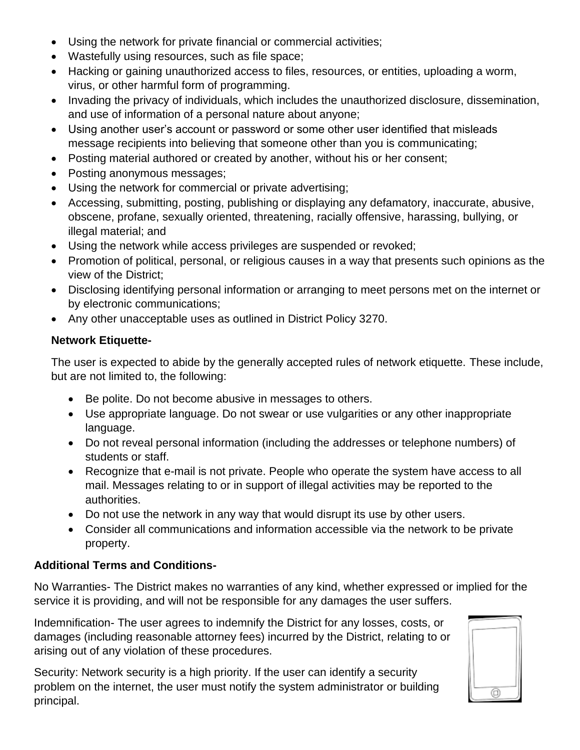- Using the network for private financial or commercial activities;
- Wastefully using resources, such as file space;
- Hacking or gaining unauthorized access to files, resources, or entities, uploading a worm, virus, or other harmful form of programming.
- Invading the privacy of individuals, which includes the unauthorized disclosure, dissemination, and use of information of a personal nature about anyone;
- Using another user's account or password or some other user identified that misleads message recipients into believing that someone other than you is communicating;
- Posting material authored or created by another, without his or her consent;
- Posting anonymous messages;
- Using the network for commercial or private advertising;
- Accessing, submitting, posting, publishing or displaying any defamatory, inaccurate, abusive, obscene, profane, sexually oriented, threatening, racially offensive, harassing, bullying, or illegal material; and
- Using the network while access privileges are suspended or revoked;
- Promotion of political, personal, or religious causes in a way that presents such opinions as the view of the District;
- Disclosing identifying personal information or arranging to meet persons met on the internet or by electronic communications;
- Any other unacceptable uses as outlined in District Policy 3270.

**Network Etiquette-**

The user is expected to abide by the generally accepted rules of network etiquette. These include, but are not limited to, the following:

- Be polite. Do not become abusive in messages to others.
- Use appropriate language. Do not swear or use vulgarities or any other inappropriate language.
- Do not reveal personal information (including the addresses or telephone numbers) of students or staff.
- Recognize that e-mail is not private. People who operate the system have access to all mail. Messages relating to or in support of illegal activities may be reported to the authorities.
- Do not use the network in any way that would disrupt its use by other users.
- Consider all communications and information accessible via the network to be private property.

**Additional Terms and Conditions-**

No Warranties- The District makes no warranties of any kind, whether expressed or implied for the service it is providing, and will not be responsible for any damages the user suffers.

Indemnification- The user agrees to indemnify the District for any losses, costs, or damages (including reasonable attorney fees) incurred by the District, relating to or arising out of any violation of these procedures.

Security: Network security is a high priority. If the user can identify a security problem on the internet, the user must notify the system administrator or building principal.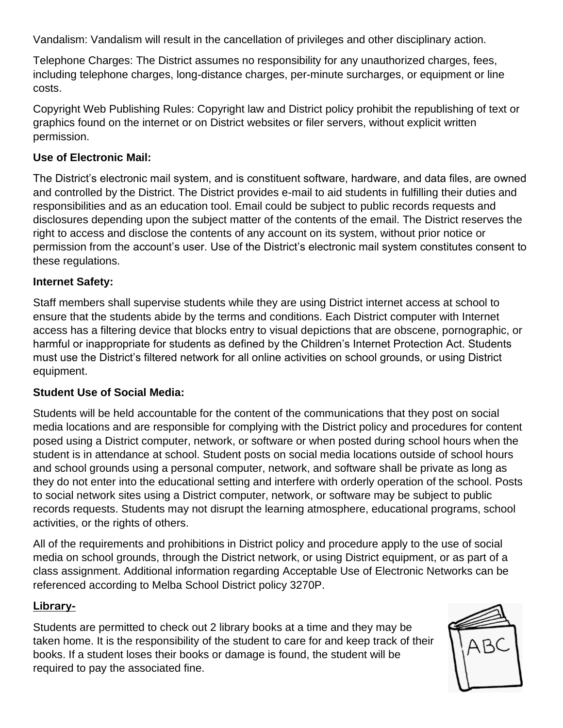Vandalism: Vandalism will result in the cancellation of privileges and other disciplinary action.

Telephone Charges: The District assumes no responsibility for any unauthorized charges, fees, including telephone charges, long-distance charges, per-minute surcharges, or equipment or line costs.

Copyright Web Publishing Rules: Copyright law and District policy prohibit the republishing of text or graphics found on the internet or on District websites or filer servers, without explicit written permission.

**Use of Electronic Mail:**

The District's electronic mail system, and is constituent software, hardware, and data files, are owned and controlled by the District. The District provides e-mail to aid students in fulfilling their duties and responsibilities and as an education tool. Email could be subject to public records requests and disclosures depending upon the subject matter of the contents of the email. The District reserves the right to access and disclose the contents of any account on its system, without prior notice or permission from the account's user. Use of the District's electronic mail system constitutes consent to these regulations.

**Internet Safety:**

Staff members shall supervise students while they are using District internet access at school to ensure that the students abide by the terms and conditions. Each District computer with Internet access has a filtering device that blocks entry to visual depictions that are obscene, pornographic, or harmful or inappropriate for students as defined by the Children's Internet Protection Act. Students must use the District's filtered network for all online activities on school grounds, or using District equipment.

**Student Use of Social Media:**

Students will be held accountable for the content of the communications that they post on social media locations and are responsible for complying with the District policy and procedures for content posed using a District computer, network, or software or when posted during school hours when the student is in attendance at school. Student posts on social media locations outside of school hours and school grounds using a personal computer, network, and software shall be private as long as they do not enter into the educational setting and interfere with orderly operation of the school. Posts to social network sites using a District computer, network, or software may be subject to public records requests. Students may not disrupt the learning atmosphere, educational programs, school activities, or the rights of others.

All of the requirements and prohibitions in District policy and procedure apply to the use of social media on school grounds, through the District network, or using District equipment, or as part of a class assignment. Additional information regarding Acceptable Use of Electronic Networks can be referenced according to Melba School District policy 3270P.

## Library-

Students are permitted to check out 2 library books at a time and they may be taken home. It is the responsibility of the student to care for and keep track of their books. If a student loses their books or damage is found, the student will be required to pay the associated fine.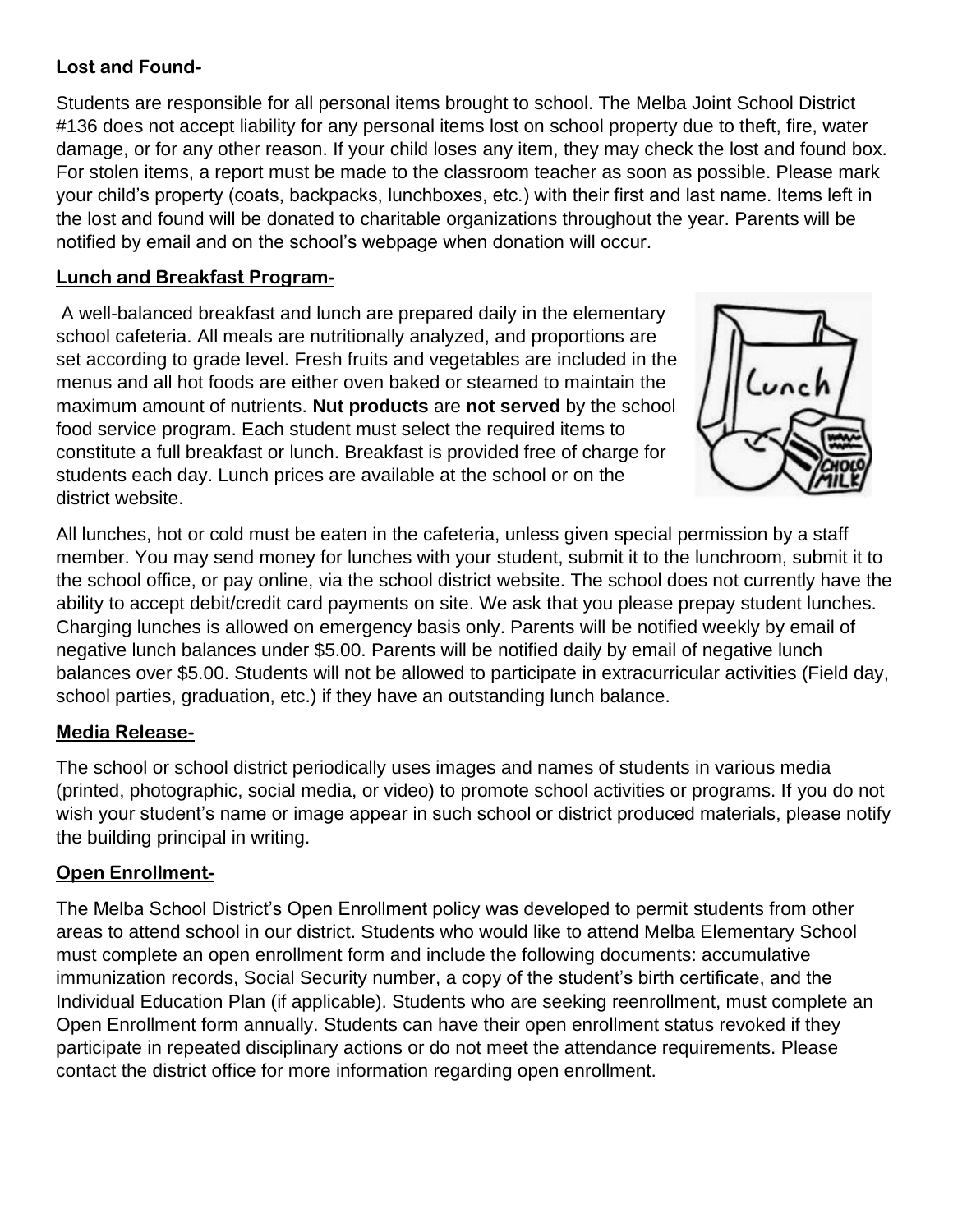**Lost and Found-**

Students are responsible for all personal items brought to school. The Melba Joint School District #136 does not accept liability for any personal items lost on school property due to theft, fire, water damage, or for any other reason. If your child loses any item, they may check the lost and found box. For stolen items, a report must be made to the classroom teacher as soon as possible. Please mark your child's property (coats, backpacks, lunchboxes, etc.) with their first and last name. Items left in the lost and found will be donated to charitable organizations throughout the year. Parents will be notified by email and on the school's webpage when donation will occur.

**Lunch and Breakfast Program-**

A well-balanced breakfast and lunch are prepared daily in the elementary school cafeteria. All meals are nutritionally analyzed, and proportions are set according to grade level. Fresh fruits and vegetables are included in the menus and all hot foods are either oven baked or steamed to maintain the maximum amount of nutrients. **Nut products** are **not served** by the school food service program. Each student must select the required items to constitute a full breakfast or lunch. Breakfast is provided free of charge for students each day. Lunch prices are available at the school or on the district website.

All lunches, hot or cold must be eaten in the cafeteria, unless given special permission by a staff member. You may send money for lunches with your student, submit it to the lunchroom, submit it to the school office, or pay online, via the school district website. The school does not currently have the ability to accept debit/credit card payments on site. We ask that you please prepay student lunches. Charging lunches is allowed on emergency basis only. Parents will be notified weekly by email of negative lunch balances under $5.00. Parents will be notified daily by email of negative lunch balances over $5.00. Students will not be allowed to participate in extracurricular activities (Field day, school parties, graduation, etc.) if they have an outstanding lunch balance.

**Media Release-**

The school or school district periodically uses images and names of students in various media (printed, photographic, social media, or video) to promote school activities or programs. If you do not wish your student's name or image appear in such school or district produced materials, please notify the building principal in writing.

**Open Enrollment-**

The Melba School District's Open Enrollment policy was developed to permit students from other areas to attend school in our district. Students who would like to attend Melba Elementary School must complete an open enrollment form and include the following documents: accumulative immunization records, Social Security number, a copy of the student's birth certificate, and the Individual Education Plan (if applicable). Students who are seeking reenrollment, must complete an Open Enrollment form annually. Students can have their open enrollment status revoked if they participate in repeated disciplinary actions or do not meet the attendance requirements. Please contact the district office for more information regarding open enrollment.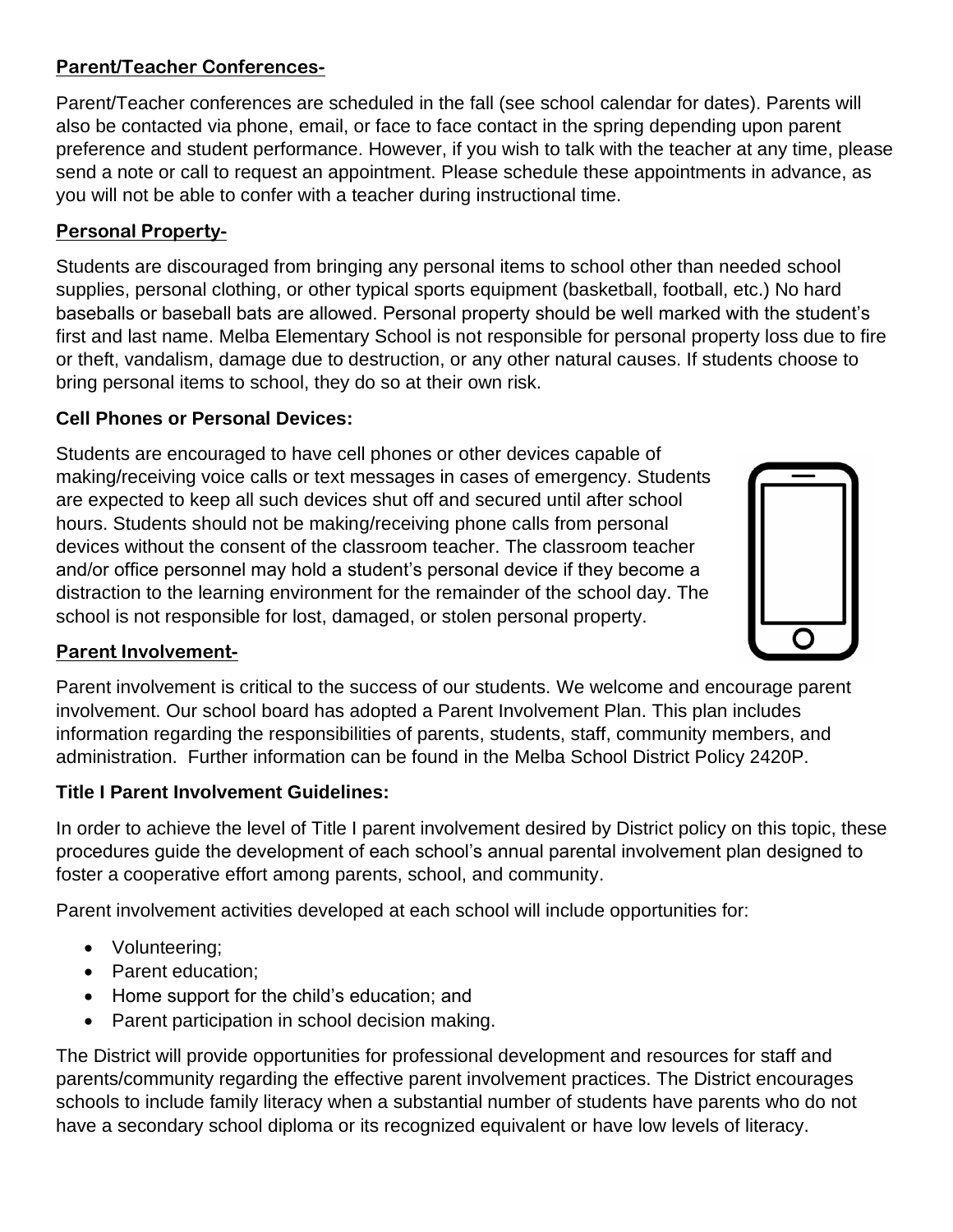## Parent/Teacher Conferences-

Parent/Teacher conferences are scheduled in the fall (see school calendar for dates). Parents will also be contacted via phone, email, or face to face contact in the spring depending upon parent preference and student performance. However, if you wish to talk with the teacher at any time, please send a note or call to request an appointment. Please schedule these appointments in advance, as you will not be able to confer with a teacher during instructional time.

## Personal Property-

Students are discouraged from bringing any personal items to school other than needed school supplies, personal clothing, or other typical sports equipment (basketball, football, etc.) No hard baseballs or baseball bats are allowed. Personal property should be well marked with the student's first and last name. Melba Elementary School is not responsible for personal property loss due to fire or theft, vandalism, damage due to destruction, or any other natural causes. If students choose to bring personal items to school, they do so at their own risk.

### Cell Phones or Personal Devices:

Students are encouraged to have cell phones or other devices capable of making/receiving voice calls or text messages in cases of emergency. Students are expected to keep all such devices shut off and secured until after school hours. Students should not be making/receiving phone calls from personal devices without the consent of the classroom teacher. The classroom teacher and/or office personnel may hold a student's personal device if they become a distraction to the learning environment for the remainder of the school day. The school is not responsible for lost, damaged, or stolen personal property.

## Parent Involvement-

Parent involvement is critical to the success of our students. We welcome and encourage parent involvement. Our school board has adopted a Parent Involvement Plan. This plan includes information regarding the responsibilities of parents, students, staff, community members, and administration. Further information can be found in the Melba School District Policy 2420P.

### Title I Parent Involvement Guidelines:

In order to achieve the level of Title I parent involvement desired by District policy on this topic, these procedures guide the development of each school's annual parental involvement plan designed to foster a cooperative effort among parents, school, and community.

Parent involvement activities developed at each school will include opportunities for:

- Volunteering;
- Parent education;
- Home support for the child's education; and
- Parent participation in school decision making.

The District will provide opportunities for professional development and resources for staff and parents/community regarding the effective parent involvement practices. The District encourages schools to include family literacy when a substantial number of students have parents who do not have a secondary school diploma or its recognized equivalent or have low levels of literacy.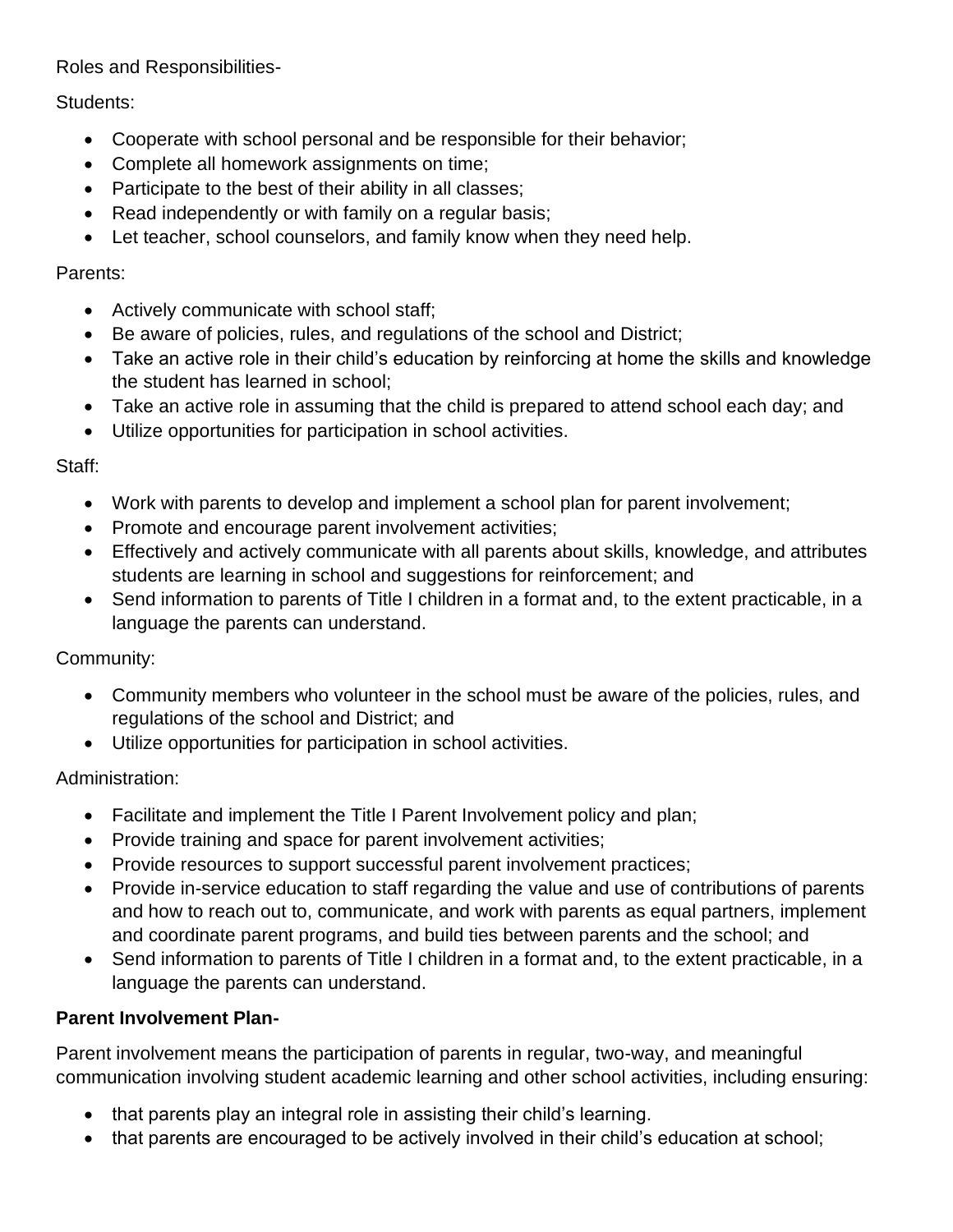Roles and Responsibilities-

Students:

- Cooperate with school personal and be responsible for their behavior;
- Complete all homework assignments on time;
- Participate to the best of their ability in all classes;
- Read independently or with family on a regular basis;
- Let teacher, school counselors, and family know when they need help.

Parents:

- Actively communicate with school staff;
- Be aware of policies, rules, and regulations of the school and District;
- Take an active role in their child's education by reinforcing at home the skills and knowledge the student has learned in school;
- Take an active role in assuming that the child is prepared to attend school each day; and
- Utilize opportunities for participation in school activities.

Staff:

- Work with parents to develop and implement a school plan for parent involvement;
- Promote and encourage parent involvement activities;
- Effectively and actively communicate with all parents about skills, knowledge, and attributes students are learning in school and suggestions for reinforcement; and
- Send information to parents of Title I children in a format and, to the extent practicable, in a language the parents can understand.

Community:

- Community members who volunteer in the school must be aware of the policies, rules, and regulations of the school and District; and
- Utilize opportunities for participation in school activities.

Administration:

- Facilitate and implement the Title I Parent Involvement policy and plan;
- Provide training and space for parent involvement activities;
- Provide resources to support successful parent involvement practices;
- Provide in-service education to staff regarding the value and use of contributions of parents and how to reach out to, communicate, and work with parents as equal partners, implement and coordinate parent programs, and build ties between parents and the school; and
- Send information to parents of Title I children in a format and, to the extent practicable, in a language the parents can understand.

**Parent Involvement Plan-**

Parent involvement means the participation of parents in regular, two-way, and meaningful communication involving student academic learning and other school activities, including ensuring:

- that parents play an integral role in assisting their child's learning.
- that parents are encouraged to be actively involved in their child's education at school;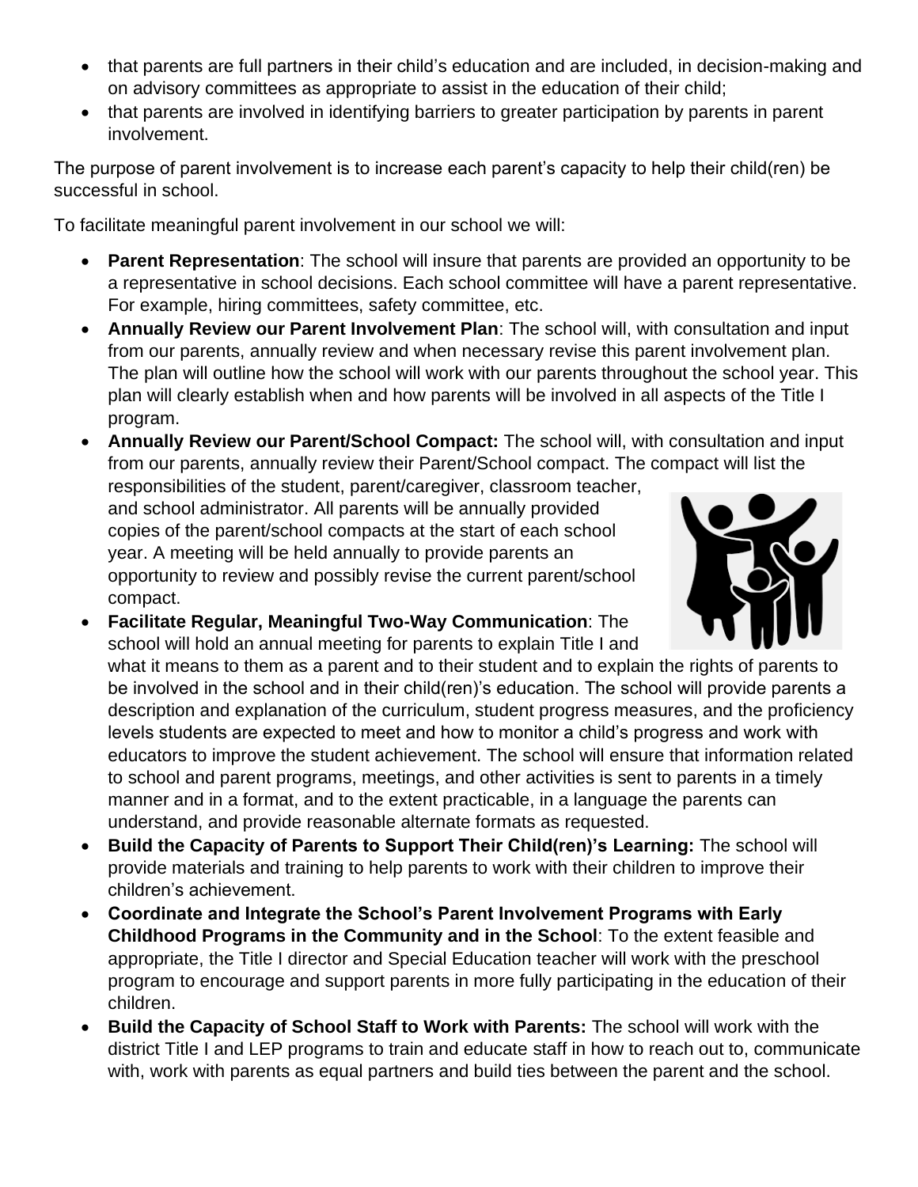- that parents are full partners in their child's education and are included, in decision-making and on advisory committees as appropriate to assist in the education of their child;
- that parents are involved in identifying barriers to greater participation by parents in parent involvement.

The purpose of parent involvement is to increase each parent's capacity to help their child(ren) be successful in school.

To facilitate meaningful parent involvement in our school we will:

- **Parent Representation**: The school will insure that parents are provided an opportunity to be a representative in school decisions. Each school committee will have a parent representative. For example, hiring committees, safety committee, etc.
- **Annually Review our Parent Involvement Plan**: The school will, with consultation and input from our parents, annually review and when necessary revise this parent involvement plan. The plan will outline how the school will work with our parents throughout the school year. This plan will clearly establish when and how parents will be involved in all aspects of the Title I program.
- **Annually Review our Parent/School Compact:** The school will, with consultation and input from our parents, annually review their Parent/School compact. The compact will list the responsibilities of the student, parent/caregiver, classroom teacher, and school administrator. All parents will be annually provided copies of the parent/school compacts at the start of each school year. A meeting will be held annually to provide parents an opportunity to review and possibly revise the current parent/school compact.
- **Facilitate Regular, Meaningful Two-Way Communication**: The school will hold an annual meeting for parents to explain Title I and what it means to them as a parent and to their student and to explain the rights of parents to be involved in the school and in their child(ren)'s education. The school will provide parents a description and explanation of the curriculum, student progress measures, and the proficiency levels students are expected to meet and how to monitor a child's progress and work with educators to improve the student achievement. The school will ensure that information related to school and parent programs, meetings, and other activities is sent to parents in a timely manner and in a format, and to the extent practicable, in a language the parents can understand, and provide reasonable alternate formats as requested.
- **Build the Capacity of Parents to Support Their Child(ren)'s Learning:** The school will provide materials and training to help parents to work with their children to improve their children's achievement.
- **Coordinate and Integrate the School's Parent Involvement Programs with Early Childhood Programs in the Community and in the School**: To the extent feasible and appropriate, the Title I director and Special Education teacher will work with the preschool program to encourage and support parents in more fully participating in the education of their children.
- **Build the Capacity of School Staff to Work with Parents:** The school will work with the district Title I and LEP programs to train and educate staff in how to reach out to, communicate with, work with parents as equal partners and build ties between the parent and the school.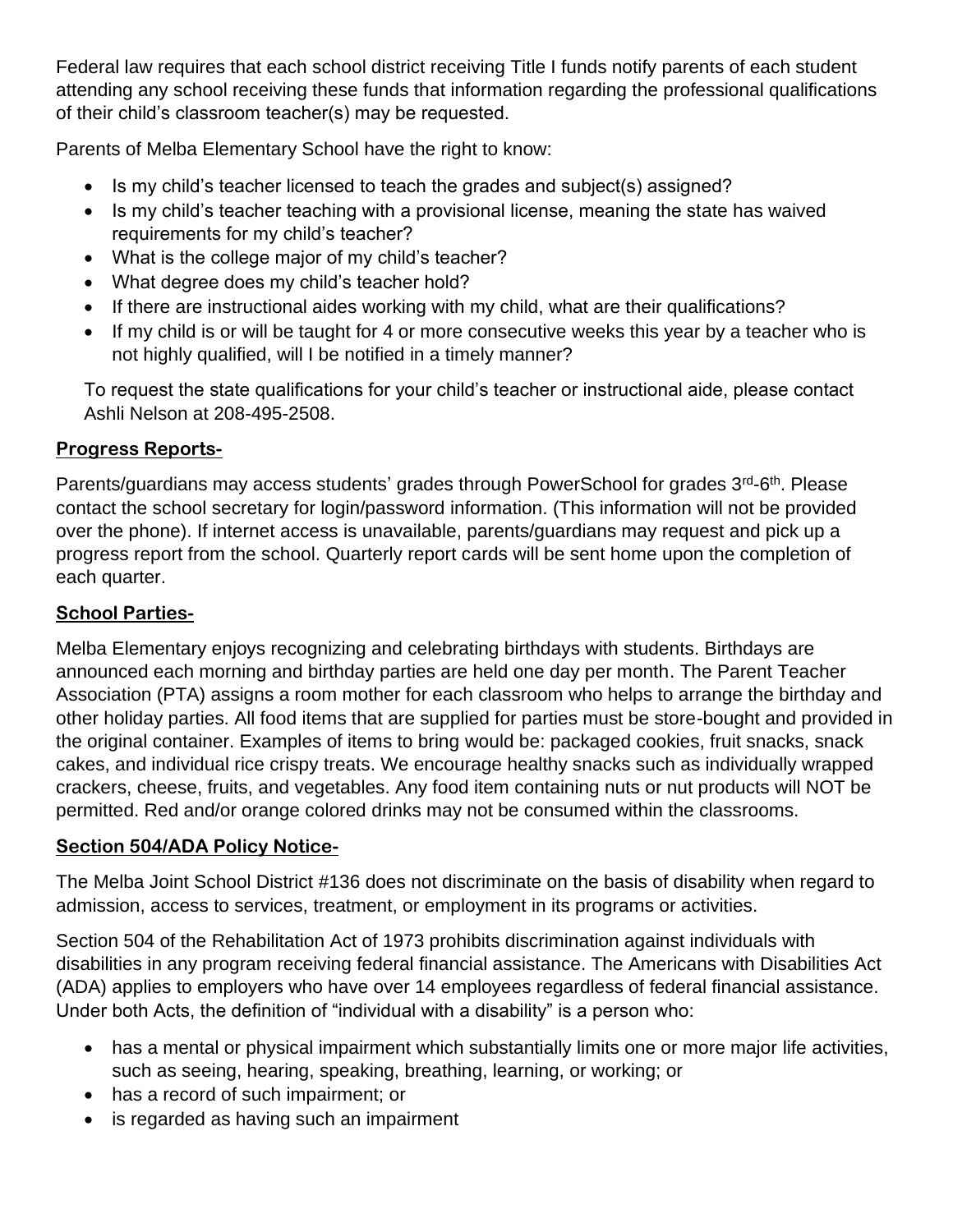Federal law requires that each school district receiving Title I funds notify parents of each student attending any school receiving these funds that information regarding the professional qualifications of their child's classroom teacher(s) may be requested.

Parents of Melba Elementary School have the right to know:

- Is my child's teacher licensed to teach the grades and subject(s) assigned?
- Is my child's teacher teaching with a provisional license, meaning the state has waived requirements for my child's teacher?
- What is the college major of my child's teacher?
- What degree does my child's teacher hold?
- If there are instructional aides working with my child, what are their qualifications?
- If my child is or will be taught for 4 or more consecutive weeks this year by a teacher who is not highly qualified, will I be notified in a timely manner?

To request the state qualifications for your child's teacher or instructional aide, please contact Ashli Nelson at 208-495-2508.

## Progress Reports-

Parents/guardians may access students' grades through PowerSchool for grades 3rd-6th. Please contact the school secretary for login/password information. (This information will not be provided over the phone). If internet access is unavailable, parents/guardians may request and pick up a progress report from the school. Quarterly report cards will be sent home upon the completion of each quarter.

## School Parties-

Melba Elementary enjoys recognizing and celebrating birthdays with students. Birthdays are announced each morning and birthday parties are held one day per month. The Parent Teacher Association (PTA) assigns a room mother for each classroom who helps to arrange the birthday and other holiday parties. All food items that are supplied for parties must be store-bought and provided in the original container. Examples of items to bring would be: packaged cookies, fruit snacks, snack cakes, and individual rice crispy treats. We encourage healthy snacks such as individually wrapped crackers, cheese, fruits, and vegetables. Any food item containing nuts or nut products will NOT be permitted. Red and/or orange colored drinks may not be consumed within the classrooms.

## Section 504/ADA Policy Notice-

The Melba Joint School District #136 does not discriminate on the basis of disability when regard to admission, access to services, treatment, or employment in its programs or activities.

Section 504 of the Rehabilitation Act of 1973 prohibits discrimination against individuals with disabilities in any program receiving federal financial assistance. The Americans with Disabilities Act (ADA) applies to employers who have over 14 employees regardless of federal financial assistance. Under both Acts, the definition of "individual with a disability" is a person who:

- has a mental or physical impairment which substantially limits one or more major life activities, such as seeing, hearing, speaking, breathing, learning, or working; or
- has a record of such impairment; or
- is regarded as having such an impairment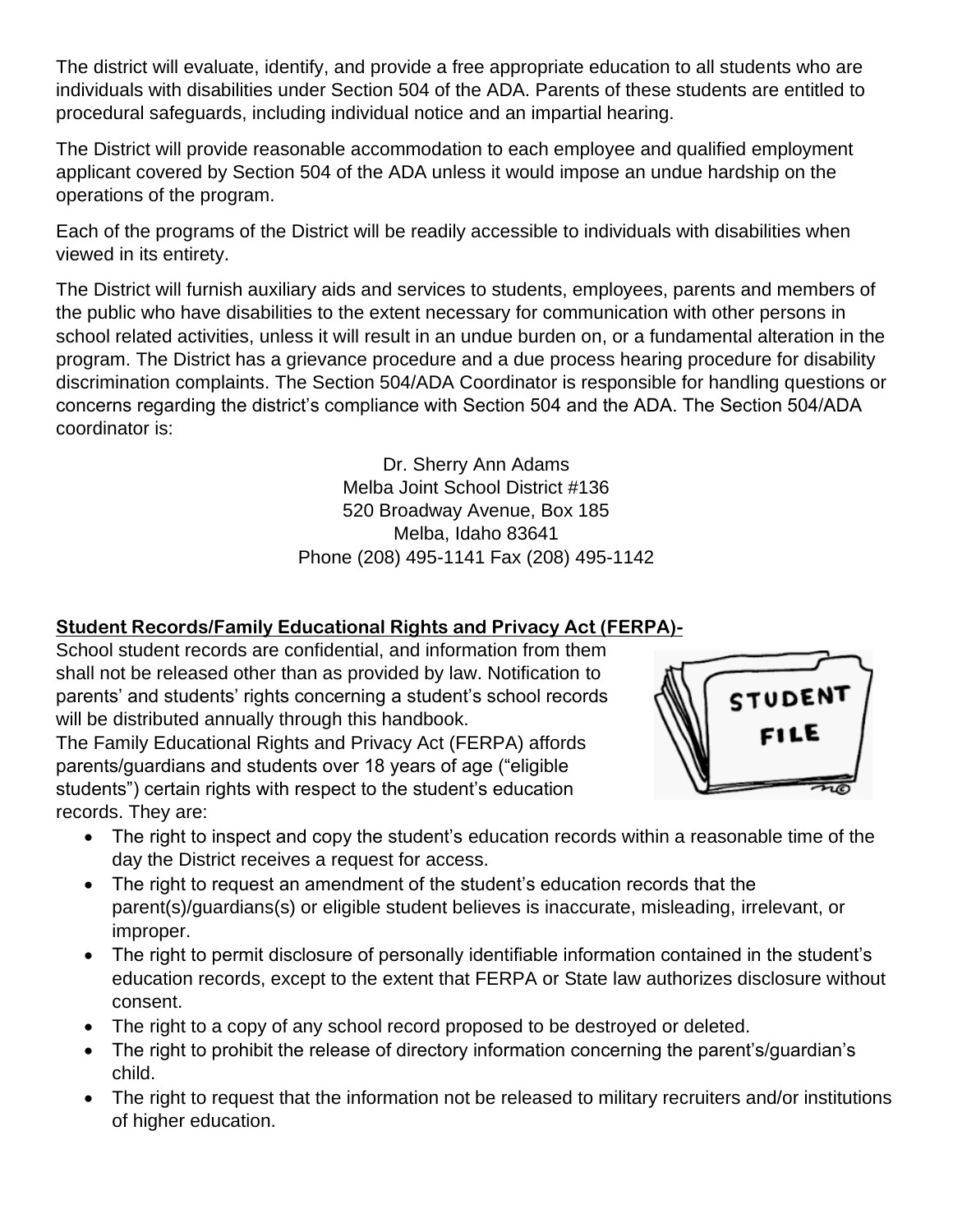The district will evaluate, identify, and provide a free appropriate education to all students who are individuals with disabilities under Section 504 of the ADA. Parents of these students are entitled to procedural safeguards, including individual notice and an impartial hearing.

The District will provide reasonable accommodation to each employee and qualified employment applicant covered by Section 504 of the ADA unless it would impose an undue hardship on the operations of the program.

Each of the programs of the District will be readily accessible to individuals with disabilities when viewed in its entirety.

The District will furnish auxiliary aids and services to students, employees, parents and members of the public who have disabilities to the extent necessary for communication with other persons in school related activities, unless it will result in an undue burden on, or a fundamental alteration in the program. The District has a grievance procedure and a due process hearing procedure for disability discrimination complaints. The Section 504/ADA Coordinator is responsible for handling questions or concerns regarding the district's compliance with Section 504 and the ADA. The Section 504/ADA coordinator is:

Dr. Sherry Ann Adams
Melba Joint School District #136
520 Broadway Avenue, Box 185
Melba, Idaho 83641
Phone (208) 495-1141 Fax (208) 495-1142

**Student Records/Family Educational Rights and Privacy Act (FERPA)-**

School student records are confidential, and information from them shall not be released other than as provided by law. Notification to parents' and students' rights concerning a student's school records will be distributed annually through this handbook.

The Family Educational Rights and Privacy Act (FERPA) affords parents/guardians and students over 18 years of age ("eligible students") certain rights with respect to the student's education records. They are:

- The right to inspect and copy the student's education records within a reasonable time of the day the District receives a request for access.
- The right to request an amendment of the student's education records that the parent(s)/guardians(s) or eligible student believes is inaccurate, misleading, irrelevant, or improper.
- The right to permit disclosure of personally identifiable information contained in the student's education records, except to the extent that FERPA or State law authorizes disclosure without consent.
- The right to a copy of any school record proposed to be destroyed or deleted.
- The right to prohibit the release of directory information concerning the parent's/guardian's child.
- The right to request that the information not be released to military recruiters and/or institutions of higher education.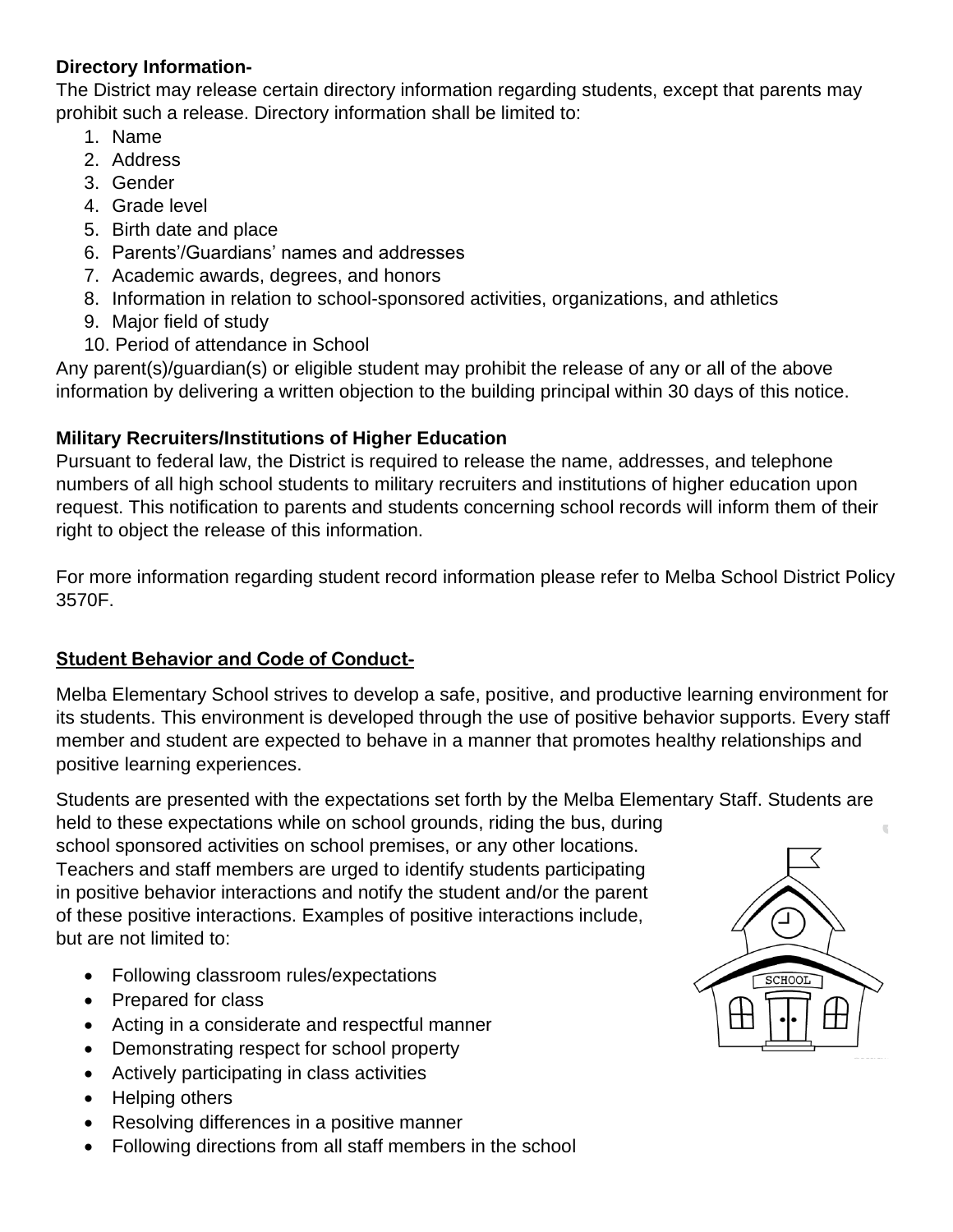**Directory Information-**

The District may release certain directory information regarding students, except that parents may prohibit such a release. Directory information shall be limited to:

1. Name
2. Address
3. Gender
4. Grade level
5. Birth date and place
6. Parents'/Guardians' names and addresses
7. Academic awards, degrees, and honors
8. Information in relation to school-sponsored activities, organizations, and athletics
9. Major field of study
10. Period of attendance in School

Any parent(s)/guardian(s) or eligible student may prohibit the release of any or all of the above information by delivering a written objection to the building principal within 30 days of this notice.

**Military Recruiters/Institutions of Higher Education**

Pursuant to federal law, the District is required to release the name, addresses, and telephone numbers of all high school students to military recruiters and institutions of higher education upon request. This notification to parents and students concerning school records will inform them of their right to object the release of this information.

For more information regarding student record information please refer to Melba School District Policy 3570F.

## Student Behavior and Code of Conduct-

Melba Elementary School strives to develop a safe, positive, and productive learning environment for its students. This environment is developed through the use of positive behavior supports. Every staff member and student are expected to behave in a manner that promotes healthy relationships and positive learning experiences.

Students are presented with the expectations set forth by the Melba Elementary Staff. Students are held to these expectations while on school grounds, riding the bus, during school sponsored activities on school premises, or any other locations. Teachers and staff members are urged to identify students participating in positive behavior interactions and notify the student and/or the parent of these positive interactions. Examples of positive interactions include, but are not limited to:

- Following classroom rules/expectations
- Prepared for class
- Acting in a considerate and respectful manner
- Demonstrating respect for school property
- Actively participating in class activities
- Helping others
- Resolving differences in a positive manner
- Following directions from all staff members in the school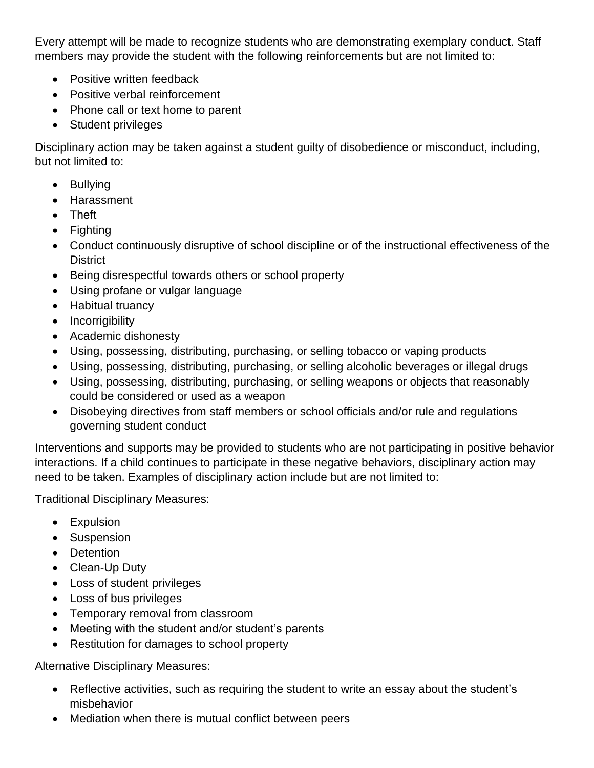Every attempt will be made to recognize students who are demonstrating exemplary conduct. Staff members may provide the student with the following reinforcements but are not limited to:

- Positive written feedback
- Positive verbal reinforcement
- Phone call or text home to parent
- Student privileges

Disciplinary action may be taken against a student guilty of disobedience or misconduct, including, but not limited to:

- Bullying
- Harassment
- Theft
- Fighting
- Conduct continuously disruptive of school discipline or of the instructional effectiveness of the District
- Being disrespectful towards others or school property
- Using profane or vulgar language
- Habitual truancy
- Incorrigibility
- Academic dishonesty
- Using, possessing, distributing, purchasing, or selling tobacco or vaping products
- Using, possessing, distributing, purchasing, or selling alcoholic beverages or illegal drugs
- Using, possessing, distributing, purchasing, or selling weapons or objects that reasonably could be considered or used as a weapon
- Disobeying directives from staff members or school officials and/or rule and regulations governing student conduct

Interventions and supports may be provided to students who are not participating in positive behavior interactions. If a child continues to participate in these negative behaviors, disciplinary action may need to be taken. Examples of disciplinary action include but are not limited to:

Traditional Disciplinary Measures:

- Expulsion
- Suspension
- Detention
- Clean-Up Duty
- Loss of student privileges
- Loss of bus privileges
- Temporary removal from classroom
- Meeting with the student and/or student's parents
- Restitution for damages to school property

Alternative Disciplinary Measures:

- Reflective activities, such as requiring the student to write an essay about the student's misbehavior
- Mediation when there is mutual conflict between peers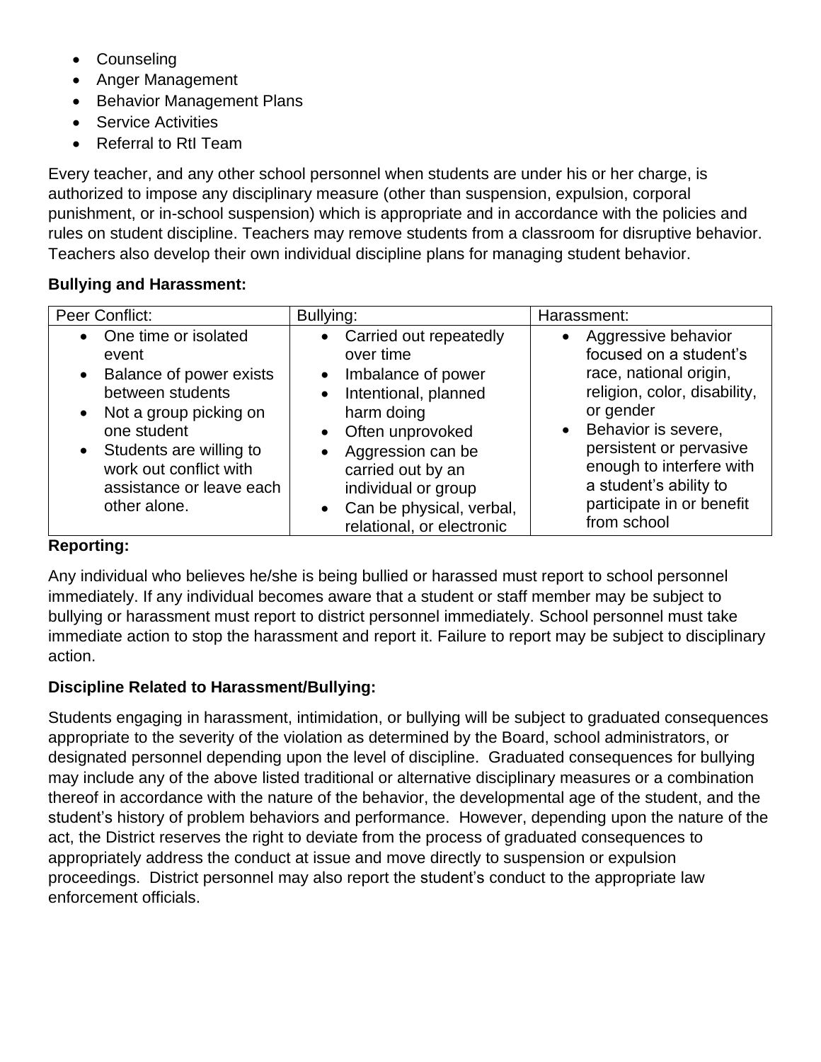- Counseling
- Anger Management
- Behavior Management Plans
- Service Activities
- Referral to RtI Team

Every teacher, and any other school personnel when students are under his or her charge, is authorized to impose any disciplinary measure (other than suspension, expulsion, corporal punishment, or in-school suspension) which is appropriate and in accordance with the policies and rules on student discipline. Teachers may remove students from a classroom for disruptive behavior. Teachers also develop their own individual discipline plans for managing student behavior.

**Bullying and Harassment:**

| Peer Conflict: | Bullying: | Harassment: |
|---|---|---|
| • One time or isolated event<br>• Balance of power exists between students<br>• Not a group picking on one student<br>• Students are willing to work out conflict with assistance or leave each other alone. | • Carried out repeatedly over time<br>• Imbalance of power<br>• Intentional, planned harm doing<br>• Often unprovoked<br>• Aggression can be carried out by an individual or group<br>• Can be physical, verbal, relational, or electronic | • Aggressive behavior focused on a student's race, national origin, religion, color, disability, or gender<br>• Behavior is severe, persistent or pervasive enough to interfere with a student's ability to participate in or benefit from school |

**Reporting:**

Any individual who believes he/she is being bullied or harassed must report to school personnel immediately. If any individual becomes aware that a student or staff member may be subject to bullying or harassment must report to district personnel immediately. School personnel must take immediate action to stop the harassment and report it. Failure to report may be subject to disciplinary action.

**Discipline Related to Harassment/Bullying:**

Students engaging in harassment, intimidation, or bullying will be subject to graduated consequences appropriate to the severity of the violation as determined by the Board, school administrators, or designated personnel depending upon the level of discipline. Graduated consequences for bullying may include any of the above listed traditional or alternative disciplinary measures or a combination thereof in accordance with the nature of the behavior, the developmental age of the student, and the student's history of problem behaviors and performance. However, depending upon the nature of the act, the District reserves the right to deviate from the process of graduated consequences to appropriately address the conduct at issue and move directly to suspension or expulsion proceedings. District personnel may also report the student's conduct to the appropriate law enforcement officials.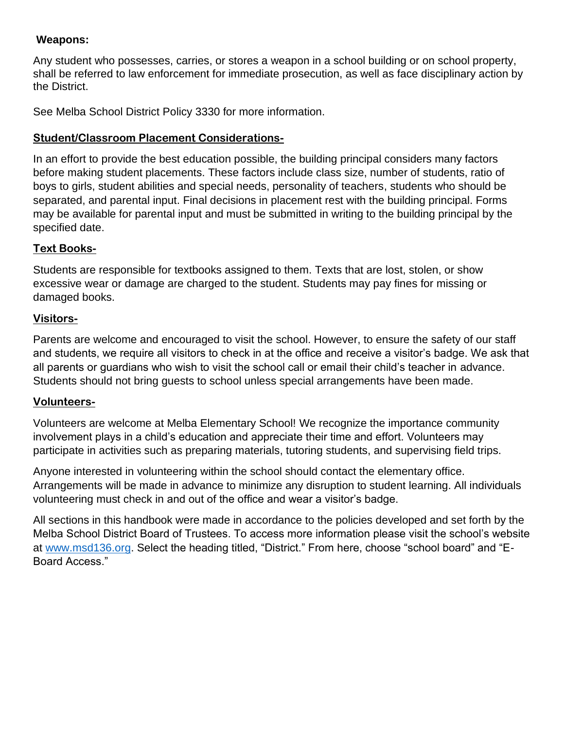**Weapons:**

Any student who possesses, carries, or stores a weapon in a school building or on school property, shall be referred to law enforcement for immediate prosecution, as well as face disciplinary action by the District.

See Melba School District Policy 3330 for more information.

## Student/Classroom Placement Considerations-

In an effort to provide the best education possible, the building principal considers many factors before making student placements. These factors include class size, number of students, ratio of boys to girls, student abilities and special needs, personality of teachers, students who should be separated, and parental input. Final decisions in placement rest with the building principal. Forms may be available for parental input and must be submitted in writing to the building principal by the specified date.

## Text Books-

Students are responsible for textbooks assigned to them. Texts that are lost, stolen, or show excessive wear or damage are charged to the student. Students may pay fines for missing or damaged books.

## Visitors-

Parents are welcome and encouraged to visit the school. However, to ensure the safety of our staff and students, we require all visitors to check in at the office and receive a visitor's badge. We ask that all parents or guardians who wish to visit the school call or email their child's teacher in advance. Students should not bring guests to school unless special arrangements have been made.

## Volunteers-

Volunteers are welcome at Melba Elementary School! We recognize the importance community involvement plays in a child's education and appreciate their time and effort. Volunteers may participate in activities such as preparing materials, tutoring students, and supervising field trips.

Anyone interested in volunteering within the school should contact the elementary office. Arrangements will be made in advance to minimize any disruption to student learning. All individuals volunteering must check in and out of the office and wear a visitor's badge.

All sections in this handbook were made in accordance to the policies developed and set forth by the Melba School District Board of Trustees. To access more information please visit the school's website at [www.msd136.org](http://www.msd136.org). Select the heading titled, "District." From here, choose "school board" and "E-Board Access."